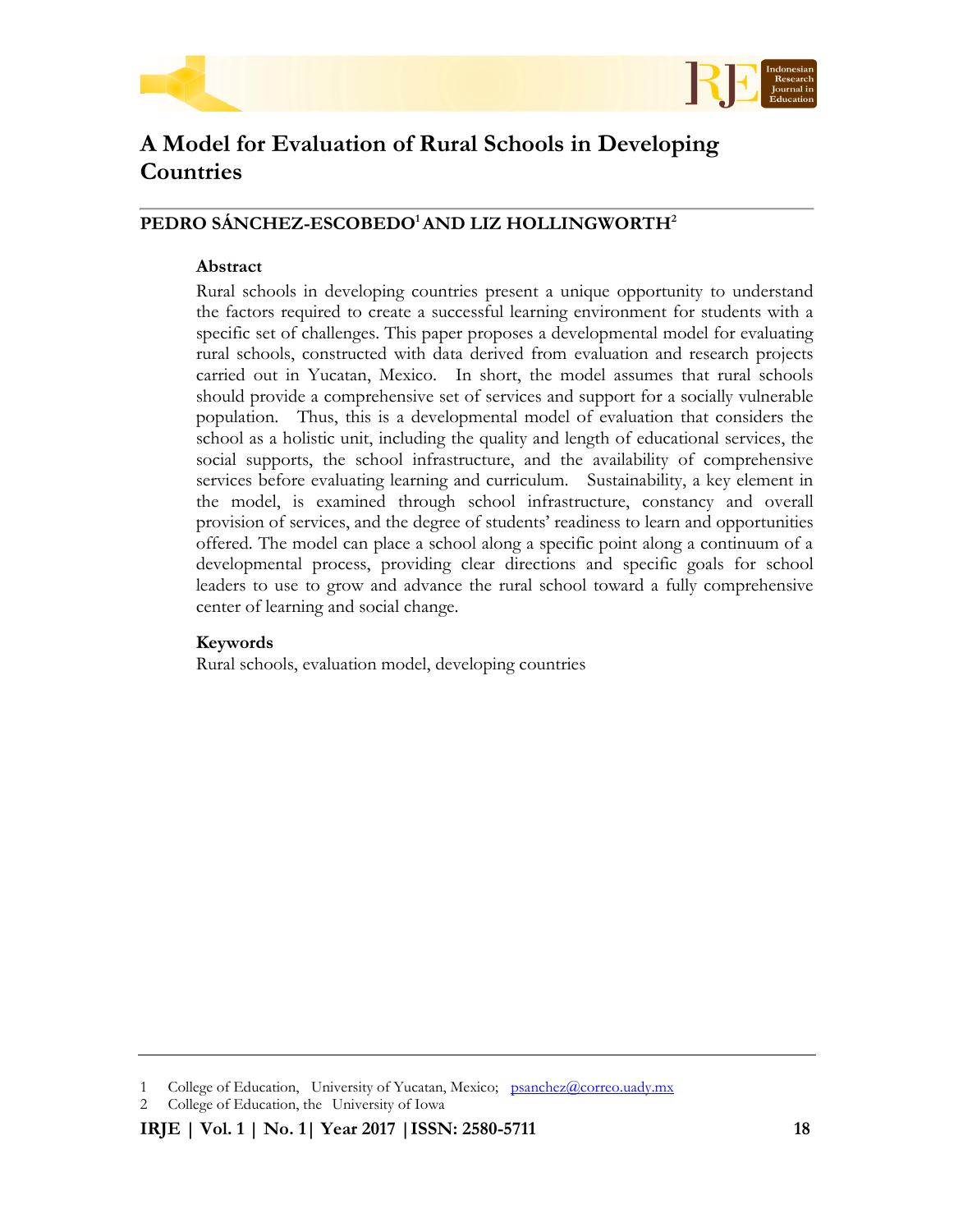# A Model for Evaluation of Rural Schools in Developing Countries

**PEDRO SÁNCHEZ-ESCOBEDO[1] AND LIZ HOLLINGWORTH[2]**

### Abstract

Rural schools in developing countries present a unique opportunity to understand the factors required to create a successful learning environment for students with a specific set of challenges. This paper proposes a developmental model for evaluating rural schools, constructed with data derived from evaluation and research projects carried out in Yucatan, Mexico. In short, the model assumes that rural schools should provide a comprehensive set of services and support for a socially vulnerable population. Thus, this is a developmental model of evaluation that considers the school as a holistic unit, including the quality and length of educational services, the social supports, the school infrastructure, and the availability of comprehensive services before evaluating learning and curriculum. Sustainability, a key element in the model, is examined through school infrastructure, constancy and overall provision of services, and the degree of students' readiness to learn and opportunities offered. The model can place a school along a specific point along a continuum of a developmental process, providing clear directions and specific goals for school leaders to use to grow and advance the rural school toward a fully comprehensive center of learning and social change.

### Keywords

Rural schools, evaluation model, developing countries

---

1 College of Education, University of Yucatan, Mexico; psanchez@correo.uady.mx
2 College of Education, the University of Iowa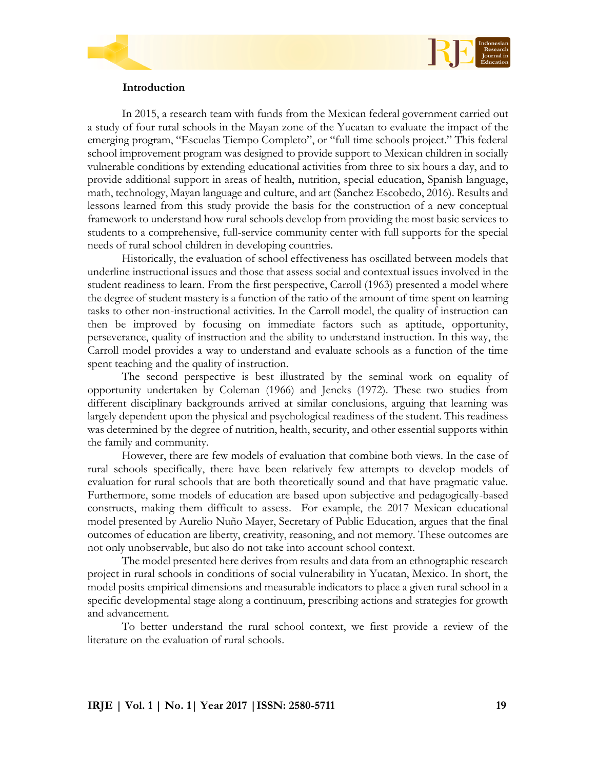## Introduction

In 2015, a research team with funds from the Mexican federal government carried out a study of four rural schools in the Mayan zone of the Yucatan to evaluate the impact of the emerging program, "Escuelas Tiempo Completo", or "full time schools project." This federal school improvement program was designed to provide support to Mexican children in socially vulnerable conditions by extending educational activities from three to six hours a day, and to provide additional support in areas of health, nutrition, special education, Spanish language, math, technology, Mayan language and culture, and art (Sanchez Escobedo, 2016). Results and lessons learned from this study provide the basis for the construction of a new conceptual framework to understand how rural schools develop from providing the most basic services to students to a comprehensive, full-service community center with full supports for the special needs of rural school children in developing countries.

Historically, the evaluation of school effectiveness has oscillated between models that underline instructional issues and those that assess social and contextual issues involved in the student readiness to learn. From the first perspective, Carroll (1963) presented a model where the degree of student mastery is a function of the ratio of the amount of time spent on learning tasks to other non-instructional activities. In the Carroll model, the quality of instruction can then be improved by focusing on immediate factors such as aptitude, opportunity, perseverance, quality of instruction and the ability to understand instruction. In this way, the Carroll model provides a way to understand and evaluate schools as a function of the time spent teaching and the quality of instruction.

The second perspective is best illustrated by the seminal work on equality of opportunity undertaken by Coleman (1966) and Jencks (1972). These two studies from different disciplinary backgrounds arrived at similar conclusions, arguing that learning was largely dependent upon the physical and psychological readiness of the student. This readiness was determined by the degree of nutrition, health, security, and other essential supports within the family and community.

However, there are few models of evaluation that combine both views. In the case of rural schools specifically, there have been relatively few attempts to develop models of evaluation for rural schools that are both theoretically sound and that have pragmatic value. Furthermore, some models of education are based upon subjective and pedagogically-based constructs, making them difficult to assess. For example, the 2017 Mexican educational model presented by Aurelio Nuño Mayer, Secretary of Public Education, argues that the final outcomes of education are liberty, creativity, reasoning, and not memory. These outcomes are not only unobservable, but also do not take into account school context.

The model presented here derives from results and data from an ethnographic research project in rural schools in conditions of social vulnerability in Yucatan, Mexico. In short, the model posits empirical dimensions and measurable indicators to place a given rural school in a specific developmental stage along a continuum, prescribing actions and strategies for growth and advancement.

To better understand the rural school context, we first provide a review of the literature on the evaluation of rural schools.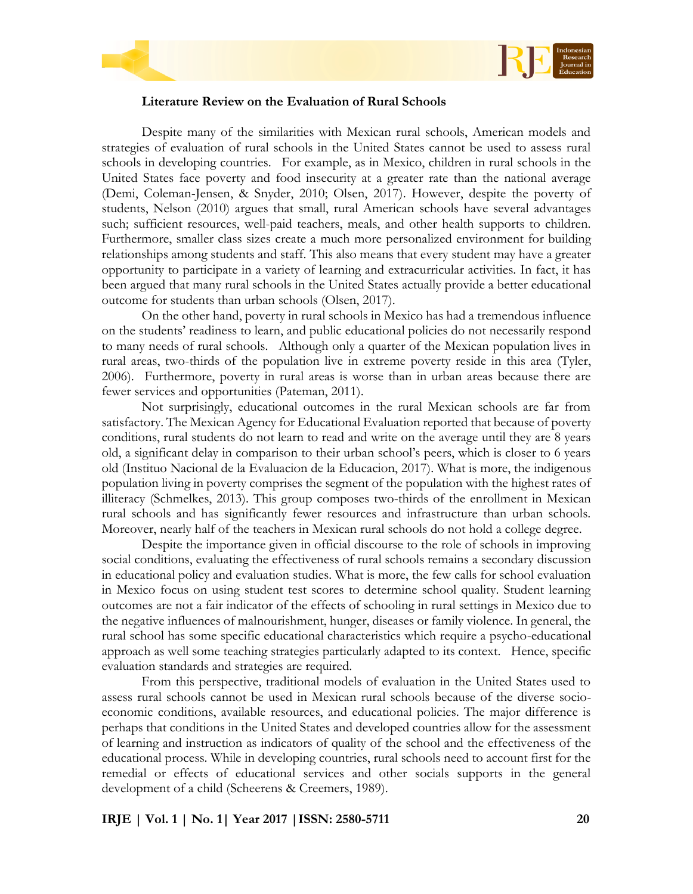### Literature Review on the Evaluation of Rural Schools

Despite many of the similarities with Mexican rural schools, American models and strategies of evaluation of rural schools in the United States cannot be used to assess rural schools in developing countries. For example, as in Mexico, children in rural schools in the United States face poverty and food insecurity at a greater rate than the national average (Demi, Coleman-Jensen, & Snyder, 2010; Olsen, 2017). However, despite the poverty of students, Nelson (2010) argues that small, rural American schools have several advantages such; sufficient resources, well-paid teachers, meals, and other health supports to children. Furthermore, smaller class sizes create a much more personalized environment for building relationships among students and staff. This also means that every student may have a greater opportunity to participate in a variety of learning and extracurricular activities. In fact, it has been argued that many rural schools in the United States actually provide a better educational outcome for students than urban schools (Olsen, 2017).

On the other hand, poverty in rural schools in Mexico has had a tremendous influence on the students' readiness to learn, and public educational policies do not necessarily respond to many needs of rural schools. Although only a quarter of the Mexican population lives in rural areas, two-thirds of the population live in extreme poverty reside in this area (Tyler, 2006). Furthermore, poverty in rural areas is worse than in urban areas because there are fewer services and opportunities (Pateman, 2011).

Not surprisingly, educational outcomes in the rural Mexican schools are far from satisfactory. The Mexican Agency for Educational Evaluation reported that because of poverty conditions, rural students do not learn to read and write on the average until they are 8 years old, a significant delay in comparison to their urban school's peers, which is closer to 6 years old (Instituo Nacional de la Evaluacion de la Educacion, 2017). What is more, the indigenous population living in poverty comprises the segment of the population with the highest rates of illiteracy (Schmelkes, 2013). This group composes two-thirds of the enrollment in Mexican rural schools and has significantly fewer resources and infrastructure than urban schools. Moreover, nearly half of the teachers in Mexican rural schools do not hold a college degree.

Despite the importance given in official discourse to the role of schools in improving social conditions, evaluating the effectiveness of rural schools remains a secondary discussion in educational policy and evaluation studies. What is more, the few calls for school evaluation in Mexico focus on using student test scores to determine school quality. Student learning outcomes are not a fair indicator of the effects of schooling in rural settings in Mexico due to the negative influences of malnourishment, hunger, diseases or family violence. In general, the rural school has some specific educational characteristics which require a psycho-educational approach as well some teaching strategies particularly adapted to its context. Hence, specific evaluation standards and strategies are required.

From this perspective, traditional models of evaluation in the United States used to assess rural schools cannot be used in Mexican rural schools because of the diverse socio-economic conditions, available resources, and educational policies. The major difference is perhaps that conditions in the United States and developed countries allow for the assessment of learning and instruction as indicators of quality of the school and the effectiveness of the educational process. While in developing countries, rural schools need to account first for the remedial or effects of educational services and other socials supports in the general development of a child (Scheerens & Creemers, 1989).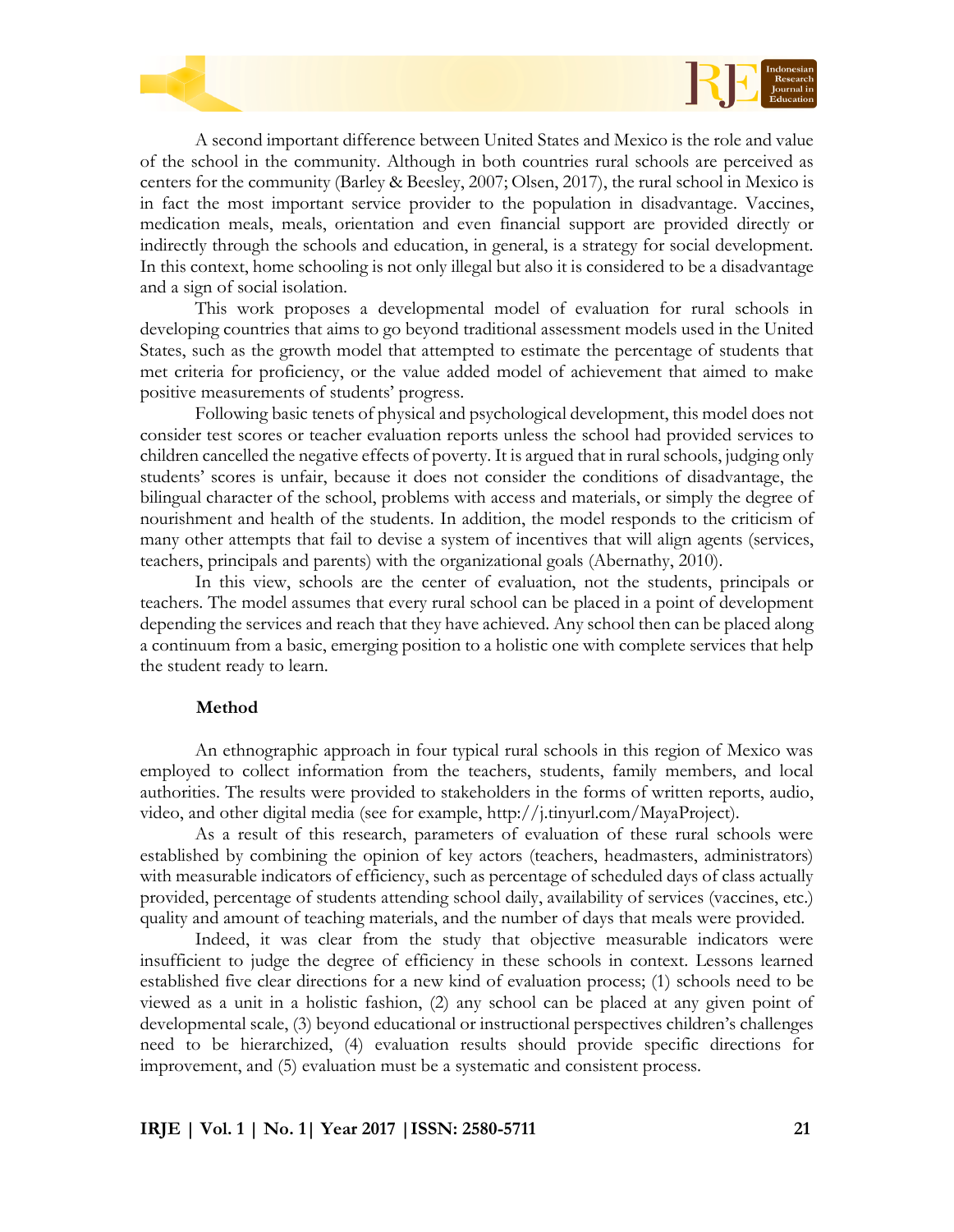A second important difference between United States and Mexico is the role and value of the school in the community. Although in both countries rural schools are perceived as centers for the community (Barley & Beesley, 2007; Olsen, 2017), the rural school in Mexico is in fact the most important service provider to the population in disadvantage. Vaccines, medication meals, meals, orientation and even financial support are provided directly or indirectly through the schools and education, in general, is a strategy for social development. In this context, home schooling is not only illegal but also it is considered to be a disadvantage and a sign of social isolation.

This work proposes a developmental model of evaluation for rural schools in developing countries that aims to go beyond traditional assessment models used in the United States, such as the growth model that attempted to estimate the percentage of students that met criteria for proficiency, or the value added model of achievement that aimed to make positive measurements of students' progress.

Following basic tenets of physical and psychological development, this model does not consider test scores or teacher evaluation reports unless the school had provided services to children cancelled the negative effects of poverty. It is argued that in rural schools, judging only students' scores is unfair, because it does not consider the conditions of disadvantage, the bilingual character of the school, problems with access and materials, or simply the degree of nourishment and health of the students. In addition, the model responds to the criticism of many other attempts that fail to devise a system of incentives that will align agents (services, teachers, principals and parents) with the organizational goals (Abernathy, 2010).

In this view, schools are the center of evaluation, not the students, principals or teachers. The model assumes that every rural school can be placed in a point of development depending the services and reach that they have achieved. Any school then can be placed along a continuum from a basic, emerging position to a holistic one with complete services that help the student ready to learn.

## Method

An ethnographic approach in four typical rural schools in this region of Mexico was employed to collect information from the teachers, students, family members, and local authorities. The results were provided to stakeholders in the forms of written reports, audio, video, and other digital media (see for example, http://j.tinyurl.com/MayaProject).

As a result of this research, parameters of evaluation of these rural schools were established by combining the opinion of key actors (teachers, headmasters, administrators) with measurable indicators of efficiency, such as percentage of scheduled days of class actually provided, percentage of students attending school daily, availability of services (vaccines, etc.) quality and amount of teaching materials, and the number of days that meals were provided.

Indeed, it was clear from the study that objective measurable indicators were insufficient to judge the degree of efficiency in these schools in context. Lessons learned established five clear directions for a new kind of evaluation process; (1) schools need to be viewed as a unit in a holistic fashion, (2) any school can be placed at any given point of developmental scale, (3) beyond educational or instructional perspectives children's challenges need to be hierarchized, (4) evaluation results should provide specific directions for improvement, and (5) evaluation must be a systematic and consistent process.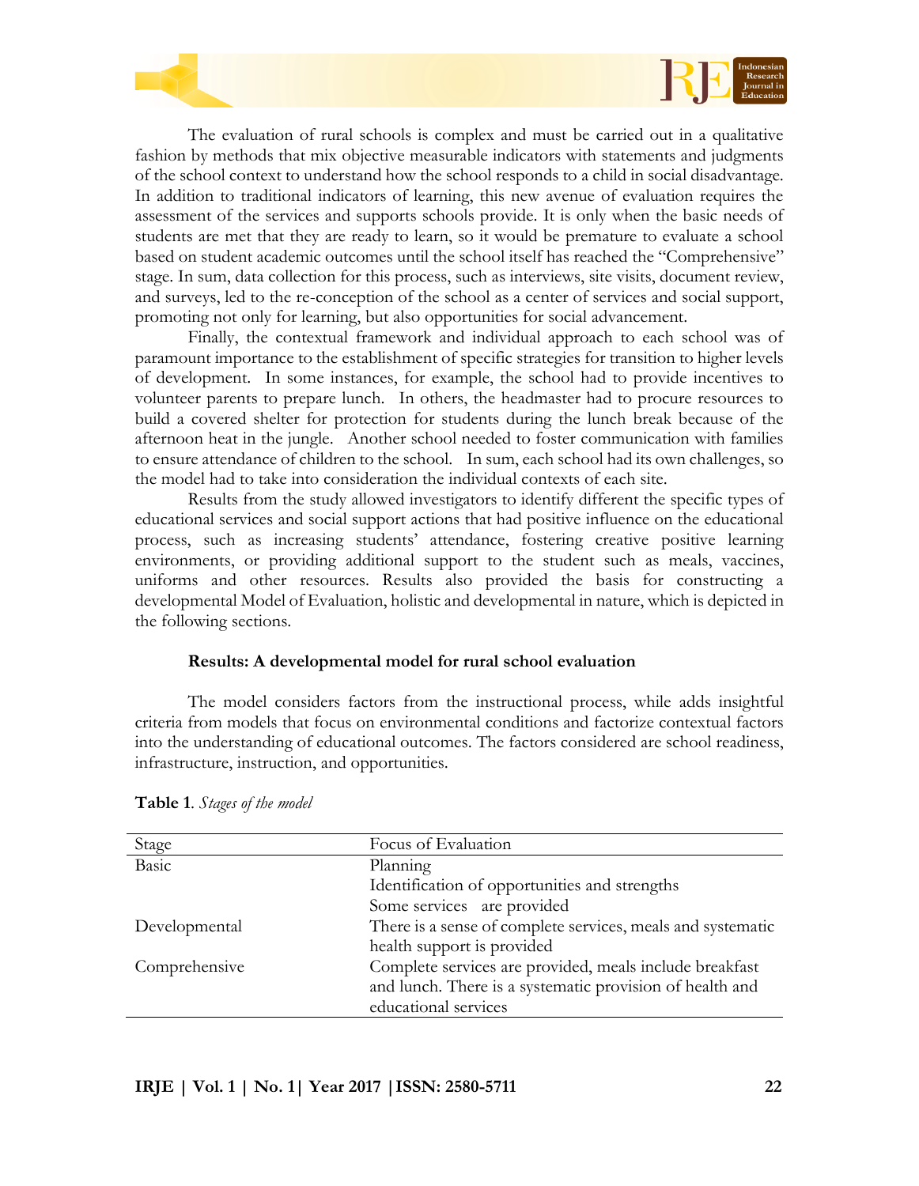The evaluation of rural schools is complex and must be carried out in a qualitative fashion by methods that mix objective measurable indicators with statements and judgments of the school context to understand how the school responds to a child in social disadvantage. In addition to traditional indicators of learning, this new avenue of evaluation requires the assessment of the services and supports schools provide. It is only when the basic needs of students are met that they are ready to learn, so it would be premature to evaluate a school based on student academic outcomes until the school itself has reached the "Comprehensive" stage. In sum, data collection for this process, such as interviews, site visits, document review, and surveys, led to the re-conception of the school as a center of services and social support, promoting not only for learning, but also opportunities for social advancement.

Finally, the contextual framework and individual approach to each school was of paramount importance to the establishment of specific strategies for transition to higher levels of development. In some instances, for example, the school had to provide incentives to volunteer parents to prepare lunch. In others, the headmaster had to procure resources to build a covered shelter for protection for students during the lunch break because of the afternoon heat in the jungle. Another school needed to foster communication with families to ensure attendance of children to the school. In sum, each school had its own challenges, so the model had to take into consideration the individual contexts of each site.

Results from the study allowed investigators to identify different the specific types of educational services and social support actions that had positive influence on the educational process, such as increasing students' attendance, fostering creative positive learning environments, or providing additional support to the student such as meals, vaccines, uniforms and other resources. Results also provided the basis for constructing a developmental Model of Evaluation, holistic and developmental in nature, which is depicted in the following sections.

## Results: A developmental model for rural school evaluation

The model considers factors from the instructional process, while adds insightful criteria from models that focus on environmental conditions and factorize contextual factors into the understanding of educational outcomes. The factors considered are school readiness, infrastructure, instruction, and opportunities.

**Table 1**. *Stages of the model*

| Stage | Focus of Evaluation |
|---|---|
| Basic | Planning<br>Identification of opportunities and strengths<br>Some services are provided |
| Developmental | There is a sense of complete services, meals and systematic health support is provided |
| Comprehensive | Complete services are provided, meals include breakfast and lunch. There is a systematic provision of health and educational services |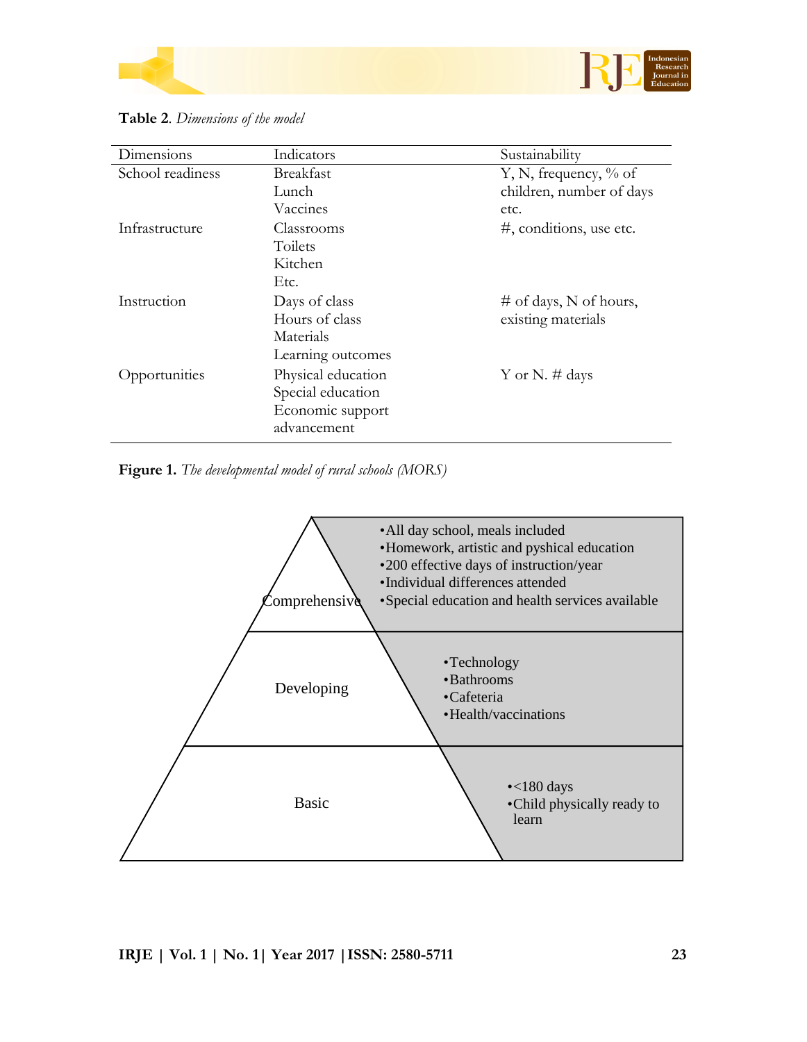**Table 2**. *Dimensions of the model*

| Dimensions | Indicators | Sustainability |
|---|---|---|
| School readiness | Breakfast<br>Lunch<br>Vaccines | Y, N, frequency, % of children, number of days etc. |
| Infrastructure | Classrooms<br>Toilets<br>Kitchen<br>Etc. | #, conditions, use etc. |
| Instruction | Days of class<br>Hours of class<br>Materials<br>Learning outcomes | # of days, N of hours, existing materials |
| Opportunities | Physical education<br>Special education<br>Economic support advancement | Y or N. # days |

**Figure 1.** *The developmental model of rural schools (MORS)*

Comprehensive
- All day school, meals included
- Homework, artistic and pyshical education
- 200 effective days of instruction/year
- Individual differences attended
- Special education and health services available

Developing
- Technology
- Bathrooms
- Cafeteria
- Health/vaccinations

Basic
- <180 days
- Child physically ready to learn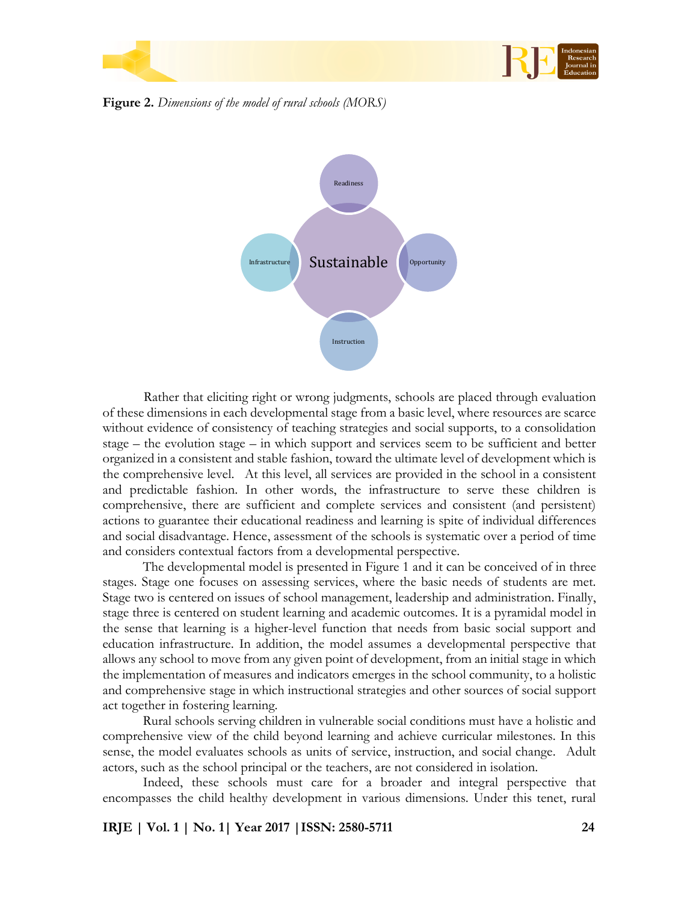**Figure 2.** *Dimensions of the model of rural schools (MORS)*

Readiness

Infrastructure

Sustainable

Opportunity

Instruction

Rather that eliciting right or wrong judgments, schools are placed through evaluation of these dimensions in each developmental stage from a basic level, where resources are scarce without evidence of consistency of teaching strategies and social supports, to a consolidation stage – the evolution stage – in which support and services seem to be sufficient and better organized in a consistent and stable fashion, toward the ultimate level of development which is the comprehensive level. At this level, all services are provided in the school in a consistent and predictable fashion. In other words, the infrastructure to serve these children is comprehensive, there are sufficient and complete services and consistent (and persistent) actions to guarantee their educational readiness and learning is spite of individual differences and social disadvantage. Hence, assessment of the schools is systematic over a period of time and considers contextual factors from a developmental perspective.

The developmental model is presented in Figure 1 and it can be conceived of in three stages. Stage one focuses on assessing services, where the basic needs of students are met. Stage two is centered on issues of school management, leadership and administration. Finally, stage three is centered on student learning and academic outcomes. It is a pyramidal model in the sense that learning is a higher-level function that needs from basic social support and education infrastructure. In addition, the model assumes a developmental perspective that allows any school to move from any given point of development, from an initial stage in which the implementation of measures and indicators emerges in the school community, to a holistic and comprehensive stage in which instructional strategies and other sources of social support act together in fostering learning.

Rural schools serving children in vulnerable social conditions must have a holistic and comprehensive view of the child beyond learning and achieve curricular milestones. In this sense, the model evaluates schools as units of service, instruction, and social change. Adult actors, such as the school principal or the teachers, are not considered in isolation.

Indeed, these schools must care for a broader and integral perspective that encompasses the child healthy development in various dimensions. Under this tenet, rural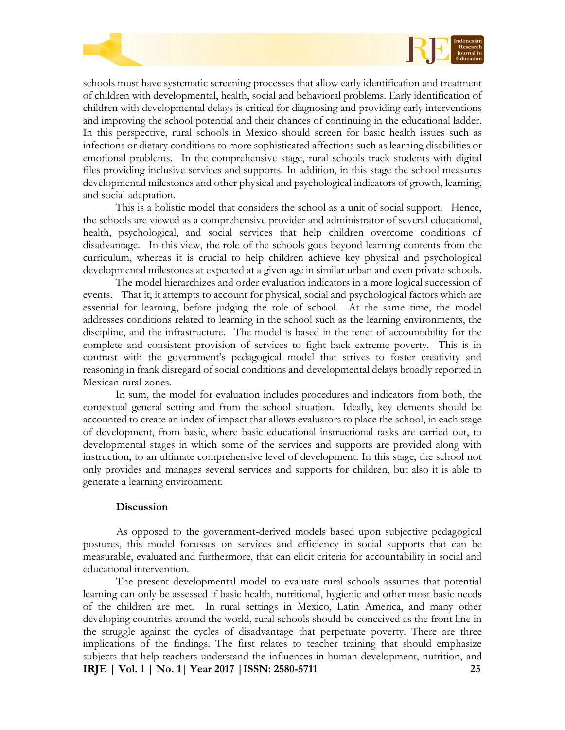schools must have systematic screening processes that allow early identification and treatment of children with developmental, health, social and behavioral problems. Early identification of children with developmental delays is critical for diagnosing and providing early interventions and improving the school potential and their chances of continuing in the educational ladder. In this perspective, rural schools in Mexico should screen for basic health issues such as infections or dietary conditions to more sophisticated affections such as learning disabilities or emotional problems. In the comprehensive stage, rural schools track students with digital files providing inclusive services and supports. In addition, in this stage the school measures developmental milestones and other physical and psychological indicators of growth, learning, and social adaptation.

This is a holistic model that considers the school as a unit of social support. Hence, the schools are viewed as a comprehensive provider and administrator of several educational, health, psychological, and social services that help children overcome conditions of disadvantage. In this view, the role of the schools goes beyond learning contents from the curriculum, whereas it is crucial to help children achieve key physical and psychological developmental milestones at expected at a given age in similar urban and even private schools.

The model hierarchizes and order evaluation indicators in a more logical succession of events. That it, it attempts to account for physical, social and psychological factors which are essential for learning, before judging the role of school. At the same time, the model addresses conditions related to learning in the school such as the learning environments, the discipline, and the infrastructure. The model is based in the tenet of accountability for the complete and consistent provision of services to fight back extreme poverty. This is in contrast with the government's pedagogical model that strives to foster creativity and reasoning in frank disregard of social conditions and developmental delays broadly reported in Mexican rural zones.

In sum, the model for evaluation includes procedures and indicators from both, the contextual general setting and from the school situation. Ideally, key elements should be accounted to create an index of impact that allows evaluators to place the school, in each stage of development, from basic, where basic educational instructional tasks are carried out, to developmental stages in which some of the services and supports are provided along with instruction, to an ultimate comprehensive level of development. In this stage, the school not only provides and manages several services and supports for children, but also it is able to generate a learning environment.

## Discussion

As opposed to the government-derived models based upon subjective pedagogical postures, this model focusses on services and efficiency in social supports that can be measurable, evaluated and furthermore, that can elicit criteria for accountability in social and educational intervention.

The present developmental model to evaluate rural schools assumes that potential learning can only be assessed if basic health, nutritional, hygienic and other most basic needs of the children are met. In rural settings in Mexico, Latin America, and many other developing countries around the world, rural schools should be conceived as the front line in the struggle against the cycles of disadvantage that perpetuate poverty. There are three implications of the findings. The first relates to teacher training that should emphasize subjects that help teachers understand the influences in human development, nutrition, and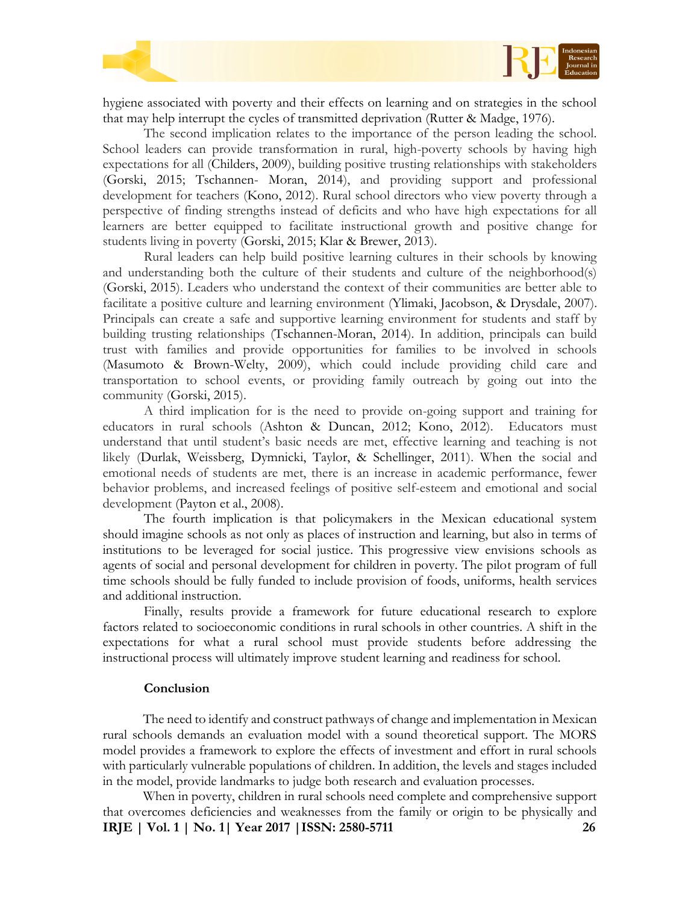hygiene associated with poverty and their effects on learning and on strategies in the school that may help interrupt the cycles of transmitted deprivation (Rutter & Madge, 1976).

The second implication relates to the importance of the person leading the school. School leaders can provide transformation in rural, high-poverty schools by having high expectations for all (Childers, 2009), building positive trusting relationships with stakeholders (Gorski, 2015; Tschannen- Moran, 2014), and providing support and professional development for teachers (Kono, 2012). Rural school directors who view poverty through a perspective of finding strengths instead of deficits and who have high expectations for all learners are better equipped to facilitate instructional growth and positive change for students living in poverty (Gorski, 2015; Klar & Brewer, 2013).

Rural leaders can help build positive learning cultures in their schools by knowing and understanding both the culture of their students and culture of the neighborhood(s) (Gorski, 2015). Leaders who understand the context of their communities are better able to facilitate a positive culture and learning environment (Ylimaki, Jacobson, & Drysdale, 2007). Principals can create a safe and supportive learning environment for students and staff by building trusting relationships (Tschannen-Moran, 2014). In addition, principals can build trust with families and provide opportunities for families to be involved in schools (Masumoto & Brown-Welty, 2009), which could include providing child care and transportation to school events, or providing family outreach by going out into the community (Gorski, 2015).

A third implication for is the need to provide on-going support and training for educators in rural schools (Ashton & Duncan, 2012; Kono, 2012). Educators must understand that until student's basic needs are met, effective learning and teaching is not likely (Durlak, Weissberg, Dymnicki, Taylor, & Schellinger, 2011). When the social and emotional needs of students are met, there is an increase in academic performance, fewer behavior problems, and increased feelings of positive self-esteem and emotional and social development (Payton et al., 2008).

The fourth implication is that policymakers in the Mexican educational system should imagine schools as not only as places of instruction and learning, but also in terms of institutions to be leveraged for social justice. This progressive view envisions schools as agents of social and personal development for children in poverty. The pilot program of full time schools should be fully funded to include provision of foods, uniforms, health services and additional instruction.

Finally, results provide a framework for future educational research to explore factors related to socioeconomic conditions in rural schools in other countries. A shift in the expectations for what a rural school must provide students before addressing the instructional process will ultimately improve student learning and readiness for school.

## Conclusion

The need to identify and construct pathways of change and implementation in Mexican rural schools demands an evaluation model with a sound theoretical support. The MORS model provides a framework to explore the effects of investment and effort in rural schools with particularly vulnerable populations of children. In addition, the levels and stages included in the model, provide landmarks to judge both research and evaluation processes.

When in poverty, children in rural schools need complete and comprehensive support that overcomes deficiencies and weaknesses from the family or origin to be physically and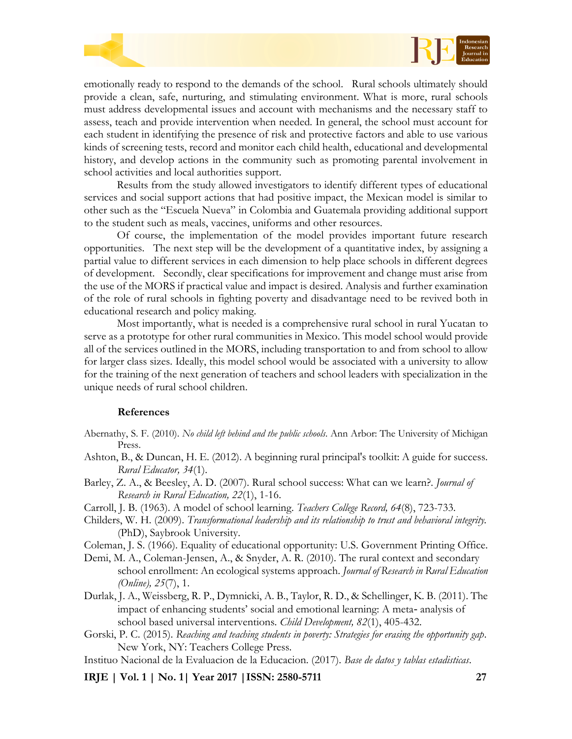emotionally ready to respond to the demands of the school. Rural schools ultimately should provide a clean, safe, nurturing, and stimulating environment. What is more, rural schools must address developmental issues and account with mechanisms and the necessary staff to assess, teach and provide intervention when needed. In general, the school must account for each student in identifying the presence of risk and protective factors and able to use various kinds of screening tests, record and monitor each child health, educational and developmental history, and develop actions in the community such as promoting parental involvement in school activities and local authorities support.

Results from the study allowed investigators to identify different types of educational services and social support actions that had positive impact, the Mexican model is similar to other such as the "Escuela Nueva" in Colombia and Guatemala providing additional support to the student such as meals, vaccines, uniforms and other resources.

Of course, the implementation of the model provides important future research opportunities. The next step will be the development of a quantitative index, by assigning a partial value to different services in each dimension to help place schools in different degrees of development. Secondly, clear specifications for improvement and change must arise from the use of the MORS if practical value and impact is desired. Analysis and further examination of the role of rural schools in fighting poverty and disadvantage need to be revived both in educational research and policy making.

Most importantly, what is needed is a comprehensive rural school in rural Yucatan to serve as a prototype for other rural communities in Mexico. This model school would provide all of the services outlined in the MORS, including transportation to and from school to allow for larger class sizes. Ideally, this model school would be associated with a university to allow for the training of the next generation of teachers and school leaders with specialization in the unique needs of rural school children.

## References

Abernathy, S. F. (2010). *No child left behind and the public schools*. Ann Arbor: The University of Michigan Press.

Ashton, B., & Duncan, H. E. (2012). A beginning rural principal's toolkit: A guide for success. *Rural Educator, 34*(1).

Barley, Z. A., & Beesley, A. D. (2007). Rural school success: What can we learn?. *Journal of Research in Rural Education, 22*(1), 1-16.

Carroll, J. B. (1963). A model of school learning. *Teachers College Record, 64*(8), 723-733.

Childers, W. H. (2009). *Transformational leadership and its relationship to trust and behavioral integrity*. (PhD), Saybrook University.

Coleman, J. S. (1966). Equality of educational opportunity: U.S. Government Printing Office.

Demi, M. A., Coleman-Jensen, A., & Snyder, A. R. (2010). The rural context and secondary school enrollment: An ecological systems approach. *Journal of Research in Rural Education (Online), 25*(7), 1.

Durlak, J. A., Weissberg, R. P., Dymnicki, A. B., Taylor, R. D., & Schellinger, K. B. (2011). The impact of enhancing students' social and emotional learning: A meta- analysis of school based universal interventions. *Child Development, 82*(1), 405-432.

Gorski, P. C. (2015). *Reaching and teaching students in poverty: Strategies for erasing the opportunity gap*. New York, NY: Teachers College Press.

Instituo Nacional de la Evaluacion de la Educacion. (2017). *Base de datos y tablas estadisticas*.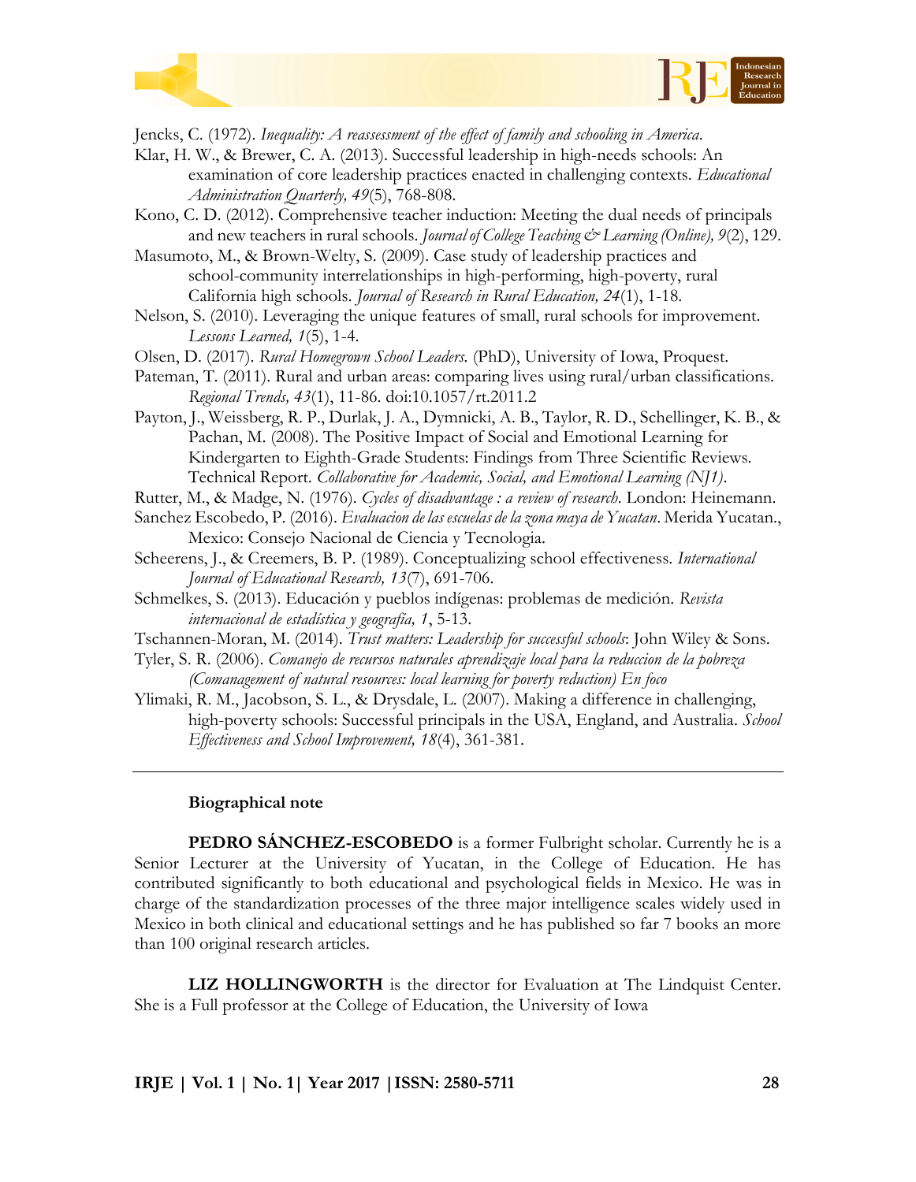Jencks, C. (1972). *Inequality: A reassessment of the effect of family and schooling in America*.

Klar, H. W., & Brewer, C. A. (2013). Successful leadership in high-needs schools: An examination of core leadership practices enacted in challenging contexts. *Educational Administration Quarterly, 49*(5), 768-808.

Kono, C. D. (2012). Comprehensive teacher induction: Meeting the dual needs of principals and new teachers in rural schools. *Journal of College Teaching & Learning (Online), 9*(2), 129.

Masumoto, M., & Brown-Welty, S. (2009). Case study of leadership practices and school-community interrelationships in high-performing, high-poverty, rural California high schools. *Journal of Research in Rural Education, 24*(1), 1-18.

Nelson, S. (2010). Leveraging the unique features of small, rural schools for improvement. *Lessons Learned, 1*(5), 1-4.

Olsen, D. (2017). *Rural Homegrown School Leaders.* (PhD), University of Iowa, Proquest.

Pateman, T. (2011). Rural and urban areas: comparing lives using rural/urban classifications. *Regional Trends, 43*(1), 11-86. doi:10.1057/rt.2011.2

Payton, J., Weissberg, R. P., Durlak, J. A., Dymnicki, A. B., Taylor, R. D., Schellinger, K. B., & Pachan, M. (2008). The Positive Impact of Social and Emotional Learning for Kindergarten to Eighth-Grade Students: Findings from Three Scientific Reviews. Technical Report. *Collaborative for Academic, Social, and Emotional Learning (NJ1)*.

Rutter, M., & Madge, N. (1976). *Cycles of disadvantage : a review of research*. London: Heinemann.

Sanchez Escobedo, P. (2016). *Evaluacion de las escuelas de la zona maya de Yucatan*. Merida Yucatan., Mexico: Consejo Nacional de Ciencia y Tecnologia.

Scheerens, J., & Creemers, B. P. (1989). Conceptualizing school effectiveness. *International Journal of Educational Research, 13*(7), 691-706.

Schmelkes, S. (2013). Educación y pueblos indígenas: problemas de medición. *Revista internacional de estadística y geografía, 1*, 5-13.

Tschannen-Moran, M. (2014). *Trust matters: Leadership for successful schools*: John Wiley & Sons.

Tyler, S. R. (2006). *Comanejo de recursos naturales aprendizaje local para la reduccion de la pobreza (Comanagement of natural resources: local learning for poverty reduction) En foco*

Ylimaki, R. M., Jacobson, S. L., & Drysdale, L. (2007). Making a difference in challenging, high-poverty schools: Successful principals in the USA, England, and Australia. *School Effectiveness and School Improvement, 18*(4), 361-381.

---

**Biographical note**

**PEDRO SÁNCHEZ-ESCOBEDO** is a former Fulbright scholar. Currently he is a Senior Lecturer at the University of Yucatan, in the College of Education. He has contributed significantly to both educational and psychological fields in Mexico. He was in charge of the standardization processes of the three major intelligence scales widely used in Mexico in both clinical and educational settings and he has published so far 7 books an more than 100 original research articles.

**LIZ HOLLINGWORTH** is the director for Evaluation at The Lindquist Center. She is a Full professor at the College of Education, the University of Iowa